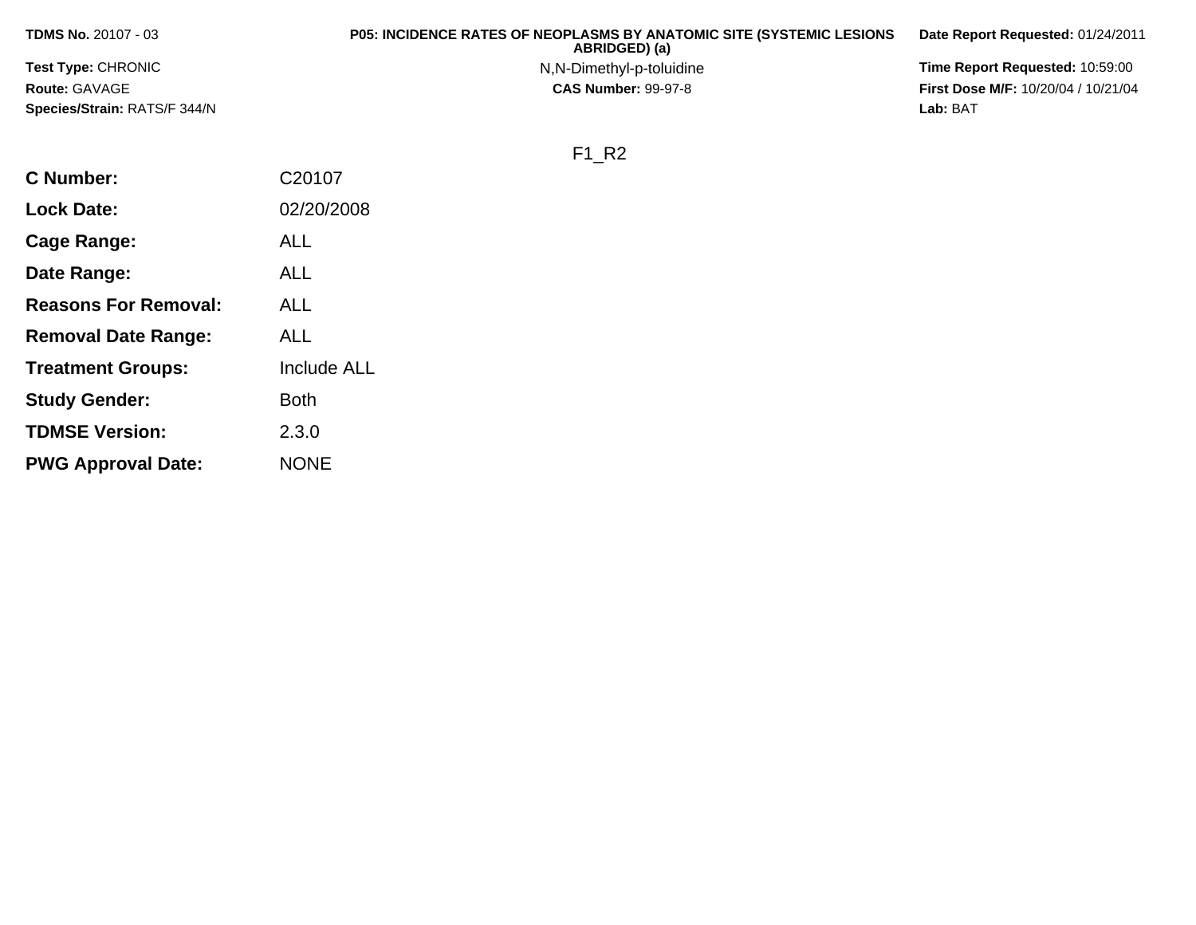**TDMS No.** 20107 - 03

**Test Type:** CHRONIC

**Route:** GAVAGE

**Species/Strain:** RATS/F 344/N

**P05: INCIDENCE RATES OF NEOPLASMS BY ANATOMIC SITE (SYSTEMIC LESIONS ABRIDGED) (a)**

N,N-Dimethyl-p-toluidine

**CAS Number:** 99-97-8

**Date Report Requested:** 01/24/2011

**Time Report Requested:** 10:59:00

**First Dose M/F:** 10/20/04 / 10/21/04

**Lab:** BAT

F1_R2

| | |
|---|---|
| **C Number:** | C20107 |
| **Lock Date:** | 02/20/2008 |
| **Cage Range:** | ALL |
| **Date Range:** | ALL |
| **Reasons For Removal:** | ALL |
| **Removal Date Range:** | ALL |
| **Treatment Groups:** | Include ALL |
| **Study Gender:** | Both |
| **TDMSE Version:** | 2.3.0 |
| **PWG Approval Date:** | NONE |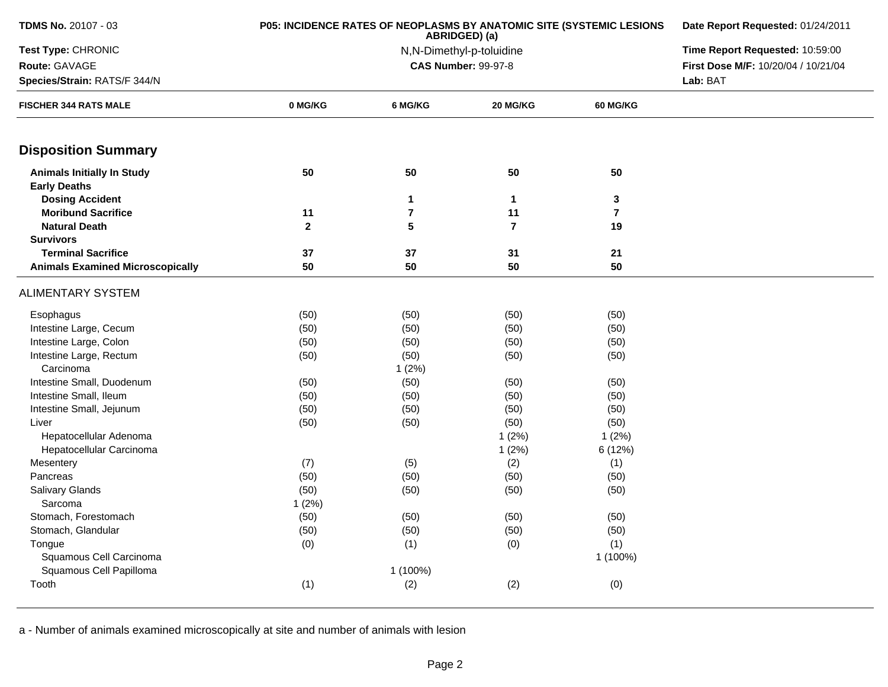**TDMS No.** 20107 - 03
**Test Type:** CHRONIC
**Route:** GAVAGE
**Species/Strain:** RATS/F 344/N

**P05: INCIDENCE RATES OF NEOPLASMS BY ANATOMIC SITE (SYSTEMIC LESIONS ABRIDGED) (a)**
N,N-Dimethyl-p-toluidine
**CAS Number:** 99-97-8

**Date Report Requested:** 01/24/2011
**Time Report Requested:** 10:59:00
**First Dose M/F:** 10/20/04 / 10/21/04
**Lab:** BAT

| FISCHER 344 RATS MALE | 0 MG/KG | 6 MG/KG | 20 MG/KG | 60 MG/KG |
|---|---|---|---|---|
| **Disposition Summary** | | | | |
| **Animals Initially In Study** | **50** | **50** | **50** | **50** |
| **Early Deaths** | | | | |
| **Dosing Accident** | | **1** | **1** | **3** |
| **Moribund Sacrifice** | **11** | **7** | **11** | **7** |
| **Natural Death** | **2** | **5** | **7** | **19** |
| **Survivors** | | | | |
| **Terminal Sacrifice** | **37** | **37** | **31** | **21** |
| **Animals Examined Microscopically** | **50** | **50** | **50** | **50** |
| ALIMENTARY SYSTEM | | | | |
| Esophagus | (50) | (50) | (50) | (50) |
| Intestine Large, Cecum | (50) | (50) | (50) | (50) |
| Intestine Large, Colon | (50) | (50) | (50) | (50) |
| Intestine Large, Rectum | (50) | (50) | (50) | (50) |
| Carcinoma | | 1 (2%) | | |
| Intestine Small, Duodenum | (50) | (50) | (50) | (50) |
| Intestine Small, Ileum | (50) | (50) | (50) | (50) |
| Intestine Small, Jejunum | (50) | (50) | (50) | (50) |
| Liver | (50) | (50) | (50) | (50) |
| Hepatocellular Adenoma | | | 1 (2%) | 1 (2%) |
| Hepatocellular Carcinoma | | | 1 (2%) | 6 (12%) |
| Mesentery | (7) | (5) | (2) | (1) |
| Pancreas | (50) | (50) | (50) | (50) |
| Salivary Glands | (50) | (50) | (50) | (50) |
| Sarcoma | 1 (2%) | | | |
| Stomach, Forestomach | (50) | (50) | (50) | (50) |
| Stomach, Glandular | (50) | (50) | (50) | (50) |
| Tongue | (0) | (1) | (0) | (1) |
| Squamous Cell Carcinoma | | | | 1 (100%) |
| Squamous Cell Papilloma | | 1 (100%) | | |
| Tooth | (1) | (2) | (2) | (0) |

a - Number of animals examined microscopically at site and number of animals with lesion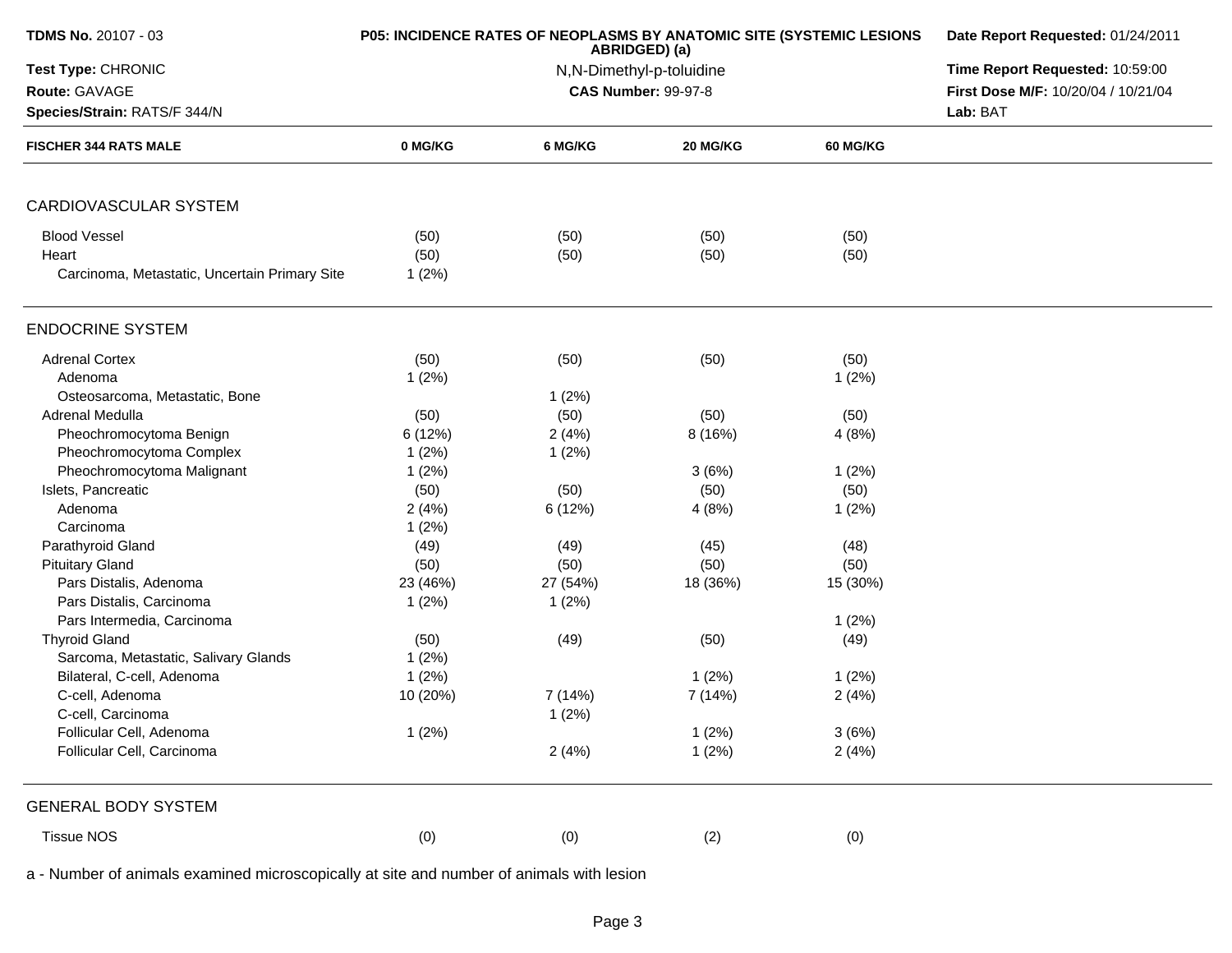**TDMS No.** 20107 - 03
**Test Type:** CHRONIC
**Route:** GAVAGE
**Species/Strain:** RATS/F 344/N

**P05: INCIDENCE RATES OF NEOPLASMS BY ANATOMIC SITE (SYSTEMIC LESIONS ABRIDGED) (a)**
N,N-Dimethyl-p-toluidine
**CAS Number:** 99-97-8

**Date Report Requested:** 01/24/2011
**Time Report Requested:** 10:59:00
**First Dose M/F:** 10/20/04 / 10/21/04
**Lab:** BAT

| FISCHER 344 RATS MALE | 0 MG/KG | 6 MG/KG | 20 MG/KG | 60 MG/KG |
|---|---|---|---|---|
| **CARDIOVASCULAR SYSTEM** | | | | |
| Blood Vessel | (50) | (50) | (50) | (50) |
| Heart | (50) | (50) | (50) | (50) |
| Carcinoma, Metastatic, Uncertain Primary Site | 1 (2%) | | | |
| **ENDOCRINE SYSTEM** | | | | |
| Adrenal Cortex | (50) | (50) | (50) | (50) |
| Adenoma | 1 (2%) | | | 1 (2%) |
| Osteosarcoma, Metastatic, Bone | | 1 (2%) | | |
| Adrenal Medulla | (50) | (50) | (50) | (50) |
| Pheochromocytoma Benign | 6 (12%) | 2 (4%) | 8 (16%) | 4 (8%) |
| Pheochromocytoma Complex | 1 (2%) | 1 (2%) | | |
| Pheochromocytoma Malignant | 1 (2%) | | 3 (6%) | 1 (2%) |
| Islets, Pancreatic | (50) | (50) | (50) | (50) |
| Adenoma | 2 (4%) | 6 (12%) | 4 (8%) | 1 (2%) |
| Carcinoma | 1 (2%) | | | |
| Parathyroid Gland | (49) | (49) | (45) | (48) |
| Pituitary Gland | (50) | (50) | (50) | (50) |
| Pars Distalis, Adenoma | 23 (46%) | 27 (54%) | 18 (36%) | 15 (30%) |
| Pars Distalis, Carcinoma | 1 (2%) | 1 (2%) | | |
| Pars Intermedia, Carcinoma | | | | 1 (2%) |
| Thyroid Gland | (50) | (49) | (50) | (49) |
| Sarcoma, Metastatic, Salivary Glands | 1 (2%) | | | |
| Bilateral, C-cell, Adenoma | 1 (2%) | | 1 (2%) | 1 (2%) |
| C-cell, Adenoma | 10 (20%) | 7 (14%) | 7 (14%) | 2 (4%) |
| C-cell, Carcinoma | | 1 (2%) | | |
| Follicular Cell, Adenoma | 1 (2%) | | 1 (2%) | 3 (6%) |
| Follicular Cell, Carcinoma | | 2 (4%) | 1 (2%) | 2 (4%) |
| **GENERAL BODY SYSTEM** | | | | |
| Tissue NOS | (0) | (0) | (2) | (0) |

a - Number of animals examined microscopically at site and number of animals with lesion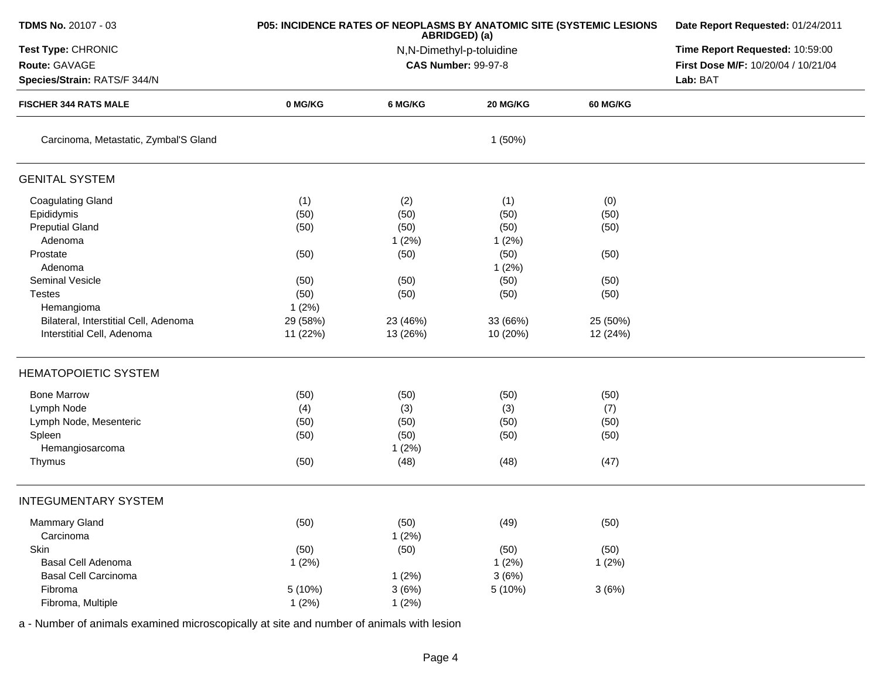| FISCHER 344 RATS MALE | 0 MG/KG | 6 MG/KG | 20 MG/KG | 60 MG/KG |
|---|---|---|---|---|
| Carcinoma, Metastatic, Zymbal'S Gland | | | 1 (50%) | |
| **GENITAL SYSTEM** | | | | |
| Coagulating Gland | (1) | (2) | (1) | (0) |
| Epididymis | (50) | (50) | (50) | (50) |
| Preputial Gland | (50) | (50) | (50) | (50) |
| Adenoma | | 1 (2%) | 1 (2%) | |
| Prostate | (50) | (50) | (50) | (50) |
| Adenoma | | | 1 (2%) | |
| Seminal Vesicle | (50) | (50) | (50) | (50) |
| Testes | (50) | (50) | (50) | (50) |
| Hemangioma | 1 (2%) | | | |
| Bilateral, Interstitial Cell, Adenoma | 29 (58%) | 23 (46%) | 33 (66%) | 25 (50%) |
| Interstitial Cell, Adenoma | 11 (22%) | 13 (26%) | 10 (20%) | 12 (24%) |
| **HEMATOPOIETIC SYSTEM** | | | | |
| Bone Marrow | (50) | (50) | (50) | (50) |
| Lymph Node | (4) | (3) | (3) | (7) |
| Lymph Node, Mesenteric | (50) | (50) | (50) | (50) |
| Spleen | (50) | (50) | (50) | (50) |
| Hemangiosarcoma | | 1 (2%) | | |
| Thymus | (50) | (48) | (48) | (47) |
| **INTEGUMENTARY SYSTEM** | | | | |
| Mammary Gland | (50) | (50) | (49) | (50) |
| Carcinoma | | 1 (2%) | | |
| Skin | (50) | (50) | (50) | (50) |
| Basal Cell Adenoma | 1 (2%) | | 1 (2%) | 1 (2%) |
| Basal Cell Carcinoma | | 1 (2%) | 3 (6%) | |
| Fibroma | 5 (10%) | 3 (6%) | 5 (10%) | 3 (6%) |
| Fibroma, Multiple | 1 (2%) | 1 (2%) | | |

a - Number of animals examined microscopically at site and number of animals with lesion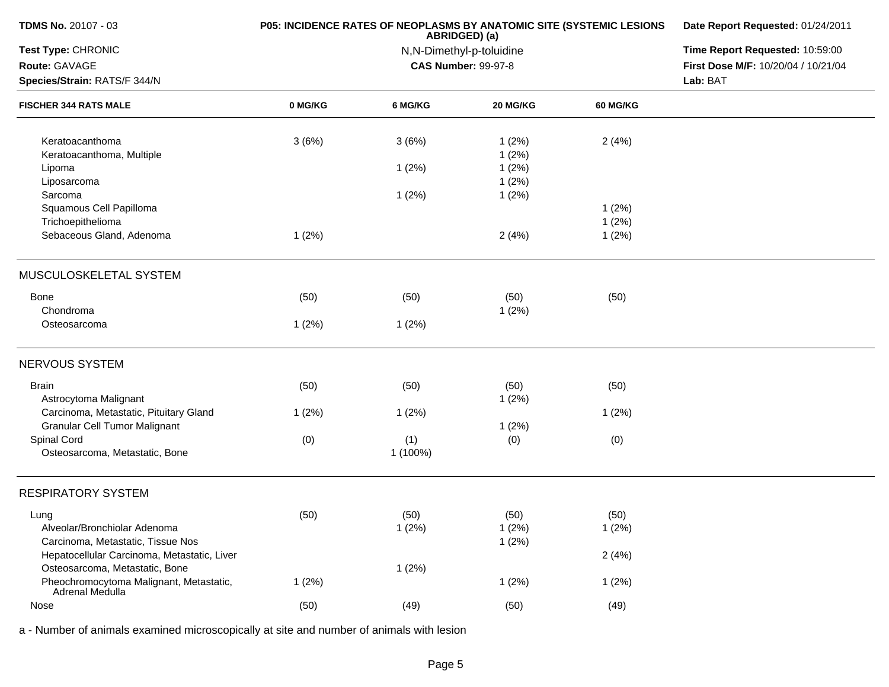**TDMS No.** 20107 - 03
**Test Type:** CHRONIC
**Route:** GAVAGE
**Species/Strain:** RATS/F 344/N

**P05: INCIDENCE RATES OF NEOPLASMS BY ANATOMIC SITE (SYSTEMIC LESIONS ABRIDGED) (a)**
N,N-Dimethyl-p-toluidine
**CAS Number:** 99-97-8

**Date Report Requested:** 01/24/2011
**Time Report Requested:** 10:59:00
**First Dose M/F:** 10/20/04 / 10/21/04
**Lab:** BAT

| FISCHER 344 RATS MALE | 0 MG/KG | 6 MG/KG | 20 MG/KG | 60 MG/KG |
|---|---|---|---|---|
| Keratoacanthoma | 3 (6%) | 3 (6%) | 1 (2%) | 2 (4%) |
| Keratoacanthoma, Multiple | | | 1 (2%) | |
| Lipoma | | 1 (2%) | 1 (2%) | |
| Liposarcoma | | | 1 (2%) | |
| Sarcoma | | 1 (2%) | 1 (2%) | |
| Squamous Cell Papilloma | | | | 1 (2%) |
| Trichoepithelioma | | | | 1 (2%) |
| Sebaceous Gland, Adenoma | 1 (2%) | | 2 (4%) | 1 (2%) |
| **MUSCULOSKELETAL SYSTEM** | | | | |
| Bone | (50) | (50) | (50) | (50) |
| Chondroma | | | 1 (2%) | |
| Osteosarcoma | 1 (2%) | 1 (2%) | | |
| **NERVOUS SYSTEM** | | | | |
| Brain | (50) | (50) | (50) | (50) |
| Astrocytoma Malignant | | | 1 (2%) | |
| Carcinoma, Metastatic, Pituitary Gland | 1 (2%) | 1 (2%) | | 1 (2%) |
| Granular Cell Tumor Malignant | | | 1 (2%) | |
| Spinal Cord | (0) | (1) | (0) | (0) |
| Osteosarcoma, Metastatic, Bone | | 1 (100%) | | |
| **RESPIRATORY SYSTEM** | | | | |
| Lung | (50) | (50) | (50) | (50) |
| Alveolar/Bronchiolar Adenoma | | 1 (2%) | 1 (2%) | 1 (2%) |
| Carcinoma, Metastatic, Tissue Nos | | | 1 (2%) | |
| Hepatocellular Carcinoma, Metastatic, Liver | | | | 2 (4%) |
| Osteosarcoma, Metastatic, Bone | | 1 (2%) | | |
| Pheochromocytoma Malignant, Metastatic, Adrenal Medulla | 1 (2%) | | 1 (2%) | 1 (2%) |
| Nose | (50) | (49) | (50) | (49) |

a - Number of animals examined microscopically at site and number of animals with lesion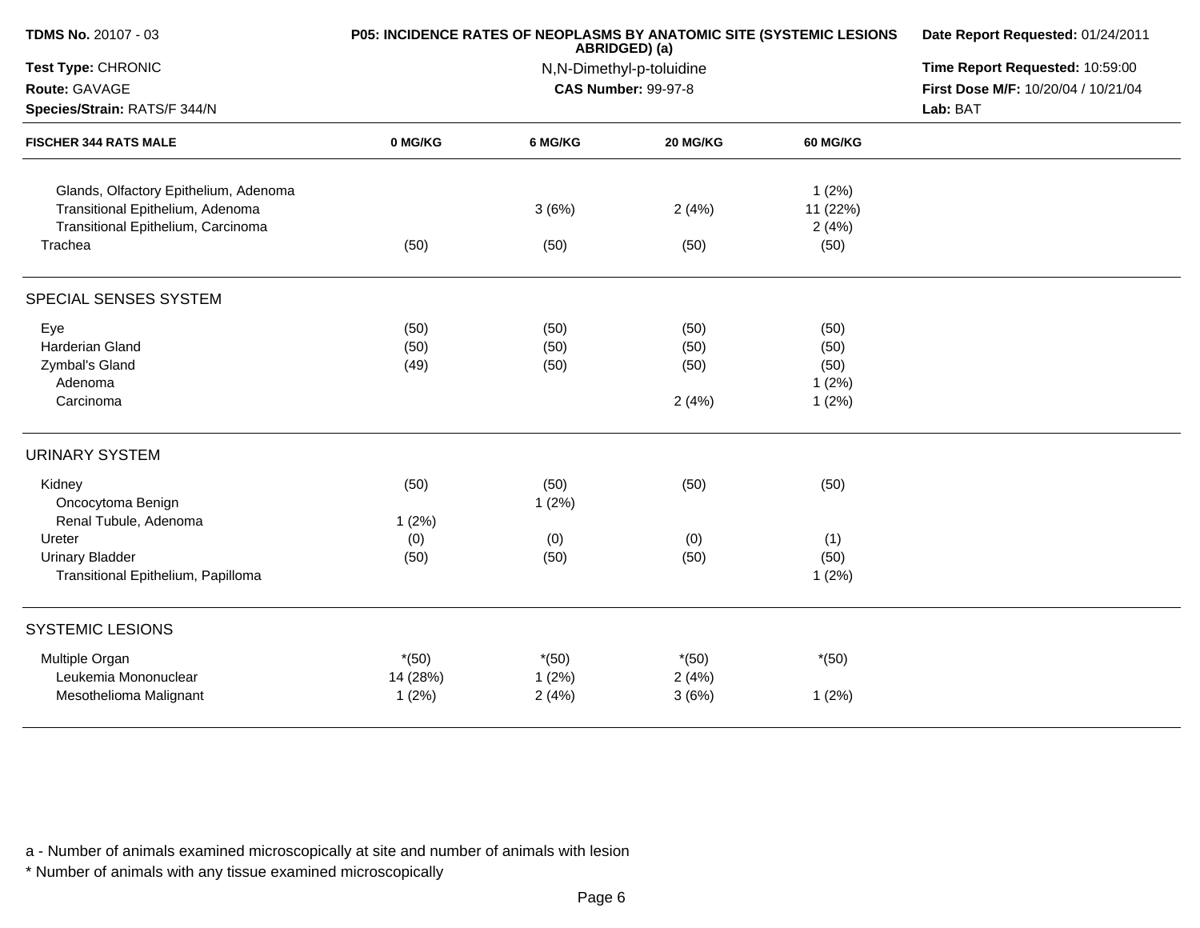**TDMS No.** 20107 - 03

**Test Type:** CHRONIC

**Route:** GAVAGE

**Species/Strain:** RATS/F 344/N

**P05: INCIDENCE RATES OF NEOPLASMS BY ANATOMIC SITE (SYSTEMIC LESIONS ABRIDGED) (a)**

N,N-Dimethyl-p-toluidine

**CAS Number:** 99-97-8

**Date Report Requested:** 01/24/2011

**Time Report Requested:** 10:59:00

**First Dose M/F:** 10/20/04 / 10/21/04

**Lab:** BAT

| FISCHER 344 RATS MALE | 0 MG/KG | 6 MG/KG | 20 MG/KG | 60 MG/KG |
|---|---|---|---|---|
| Glands, Olfactory Epithelium, Adenoma | | | | 1 (2%) |
| Transitional Epithelium, Adenoma | | 3 (6%) | 2 (4%) | 11 (22%) |
| Transitional Epithelium, Carcinoma | | | | 2 (4%) |
| Trachea | (50) | (50) | (50) | (50) |
| **SPECIAL SENSES SYSTEM** | | | | |
| Eye | (50) | (50) | (50) | (50) |
| Harderian Gland | (50) | (50) | (50) | (50) |
| Zymbal's Gland | (49) | (50) | (50) | (50) |
| Adenoma | | | | 1 (2%) |
| Carcinoma | | | 2 (4%) | 1 (2%) |
| **URINARY SYSTEM** | | | | |
| Kidney | (50) | (50) | (50) | (50) |
| Oncocytoma Benign | | 1 (2%) | | |
| Renal Tubule, Adenoma | 1 (2%) | | | |
| Ureter | (0) | (0) | (0) | (1) |
| Urinary Bladder | (50) | (50) | (50) | (50) |
| Transitional Epithelium, Papilloma | | | | 1 (2%) |
| **SYSTEMIC LESIONS** | | | | |
| Multiple Organ | *(50) | *(50) | *(50) | *(50) |
| Leukemia Mononuclear | 14 (28%) | 1 (2%) | 2 (4%) | |
| Mesothelioma Malignant | 1 (2%) | 2 (4%) | 3 (6%) | 1 (2%) |

a - Number of animals examined microscopically at site and number of animals with lesion

* Number of animals with any tissue examined microscopically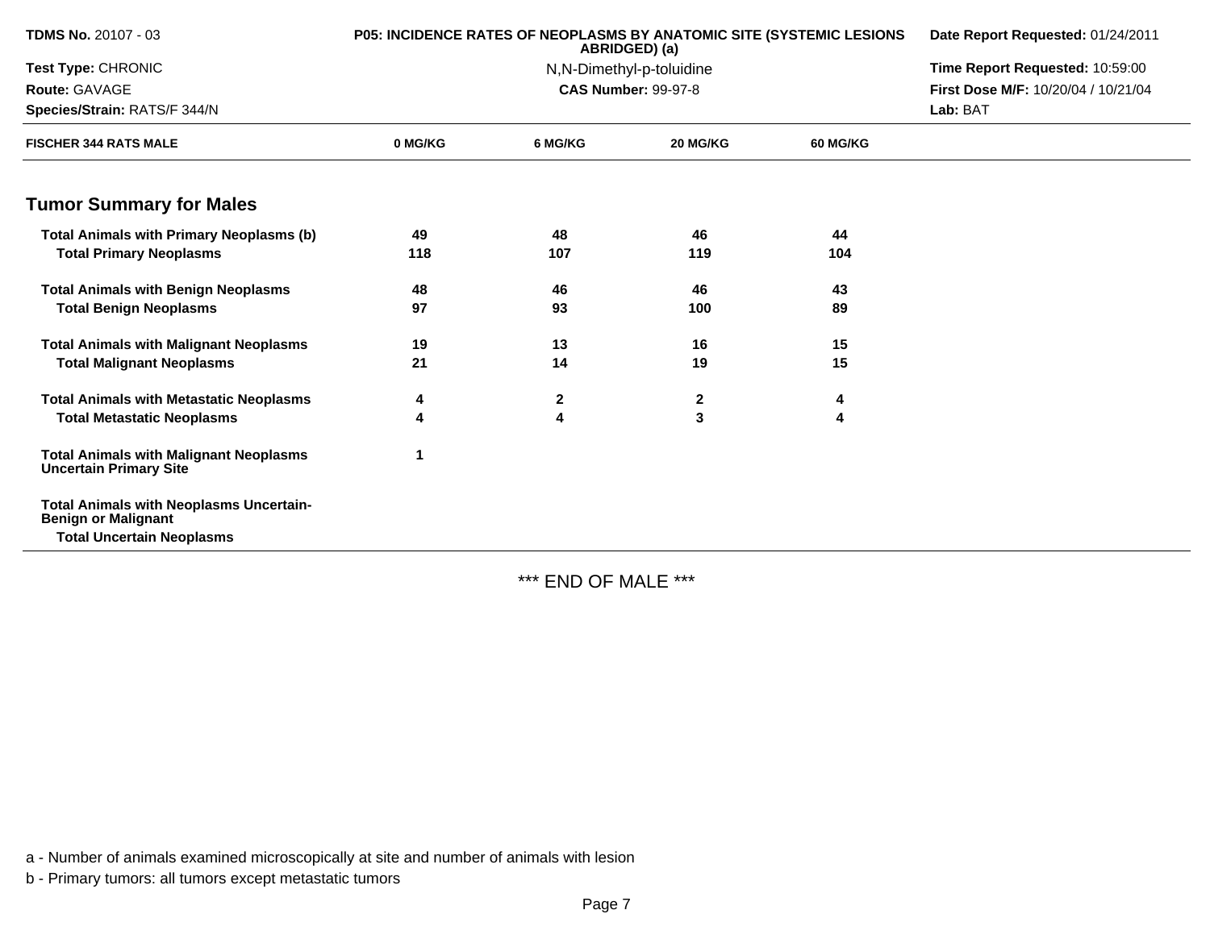**TDMS No.** 20107 - 03
**Test Type:** CHRONIC
**Route:** GAVAGE
**Species/Strain:** RATS/F 344/N

**P05: INCIDENCE RATES OF NEOPLASMS BY ANATOMIC SITE (SYSTEMIC LESIONS ABRIDGED) (a)**
N,N-Dimethyl-p-toluidine
**CAS Number:** 99-97-8

**Date Report Requested:** 01/24/2011
**Time Report Requested:** 10:59:00
**First Dose M/F:** 10/20/04 / 10/21/04
**Lab:** BAT

| FISCHER 344 RATS MALE | 0 MG/KG | 6 MG/KG | 20 MG/KG | 60 MG/KG |
|---|---|---|---|---|
| **Tumor Summary for Males** | | | | |
| **Total Animals with Primary Neoplasms (b)** | 49 | 48 | 46 | 44 |
| **Total Primary Neoplasms** | 118 | 107 | 119 | 104 |
| **Total Animals with Benign Neoplasms** | 48 | 46 | 46 | 43 |
| **Total Benign Neoplasms** | 97 | 93 | 100 | 89 |
| **Total Animals with Malignant Neoplasms** | 19 | 13 | 16 | 15 |
| **Total Malignant Neoplasms** | 21 | 14 | 19 | 15 |
| **Total Animals with Metastatic Neoplasms** | 4 | 2 | 2 | 4 |
| **Total Metastatic Neoplasms** | 4 | 4 | 3 | 4 |
| **Total Animals with Malignant Neoplasms Uncertain Primary Site** | 1 | | | |
| **Total Animals with Neoplasms Uncertain-Benign or Malignant** | | | | |
| **Total Uncertain Neoplasms** | | | | |

\*\*\* END OF MALE \*\*\*

a - Number of animals examined microscopically at site and number of animals with lesion

b - Primary tumors: all tumors except metastatic tumors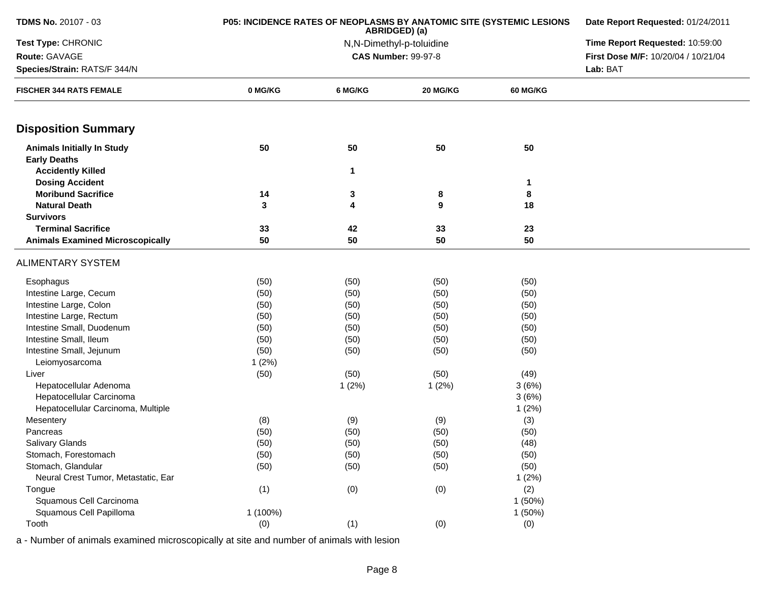**TDMS No.** 20107 - 03
**Test Type:** CHRONIC
**Route:** GAVAGE
**Species/Strain:** RATS/F 344/N

**P05: INCIDENCE RATES OF NEOPLASMS BY ANATOMIC SITE (SYSTEMIC LESIONS ABRIDGED) (a)**
N,N-Dimethyl-p-toluidine
**CAS Number:** 99-97-8

**Date Report Requested:** 01/24/2011
**Time Report Requested:** 10:59:00
**First Dose M/F:** 10/20/04 / 10/21/04
**Lab:** BAT

| FISCHER 344 RATS FEMALE | 0 MG/KG | 6 MG/KG | 20 MG/KG | 60 MG/KG |
|---|---|---|---|---|
| **Disposition Summary** | | | | |
| **Animals Initially In Study** | **50** | **50** | **50** | **50** |
| **Early Deaths** | | | | |
| **Accidently Killed** | | **1** | | |
| **Dosing Accident** | | | | **1** |
| **Moribund Sacrifice** | **14** | **3** | **8** | **8** |
| **Natural Death** | **3** | **4** | **9** | **18** |
| **Survivors** | | | | |
| **Terminal Sacrifice** | **33** | **42** | **33** | **23** |
| **Animals Examined Microscopically** | **50** | **50** | **50** | **50** |
| ALIMENTARY SYSTEM | | | | |
| Esophagus | (50) | (50) | (50) | (50) |
| Intestine Large, Cecum | (50) | (50) | (50) | (50) |
| Intestine Large, Colon | (50) | (50) | (50) | (50) |
| Intestine Large, Rectum | (50) | (50) | (50) | (50) |
| Intestine Small, Duodenum | (50) | (50) | (50) | (50) |
| Intestine Small, Ileum | (50) | (50) | (50) | (50) |
| Intestine Small, Jejunum | (50) | (50) | (50) | (50) |
| Leiomyosarcoma | 1 (2%) | | | |
| Liver | (50) | (50) | (50) | (49) |
| Hepatocellular Adenoma | | 1 (2%) | 1 (2%) | 3 (6%) |
| Hepatocellular Carcinoma | | | | 3 (6%) |
| Hepatocellular Carcinoma, Multiple | | | | 1 (2%) |
| Mesentery | (8) | (9) | (9) | (3) |
| Pancreas | (50) | (50) | (50) | (50) |
| Salivary Glands | (50) | (50) | (50) | (48) |
| Stomach, Forestomach | (50) | (50) | (50) | (50) |
| Stomach, Glandular | (50) | (50) | (50) | (50) |
| Neural Crest Tumor, Metastatic, Ear | | | | 1 (2%) |
| Tongue | (1) | (0) | (0) | (2) |
| Squamous Cell Carcinoma | | | | 1 (50%) |
| Squamous Cell Papilloma | 1 (100%) | | | 1 (50%) |
| Tooth | (0) | (1) | (0) | (0) |

a - Number of animals examined microscopically at site and number of animals with lesion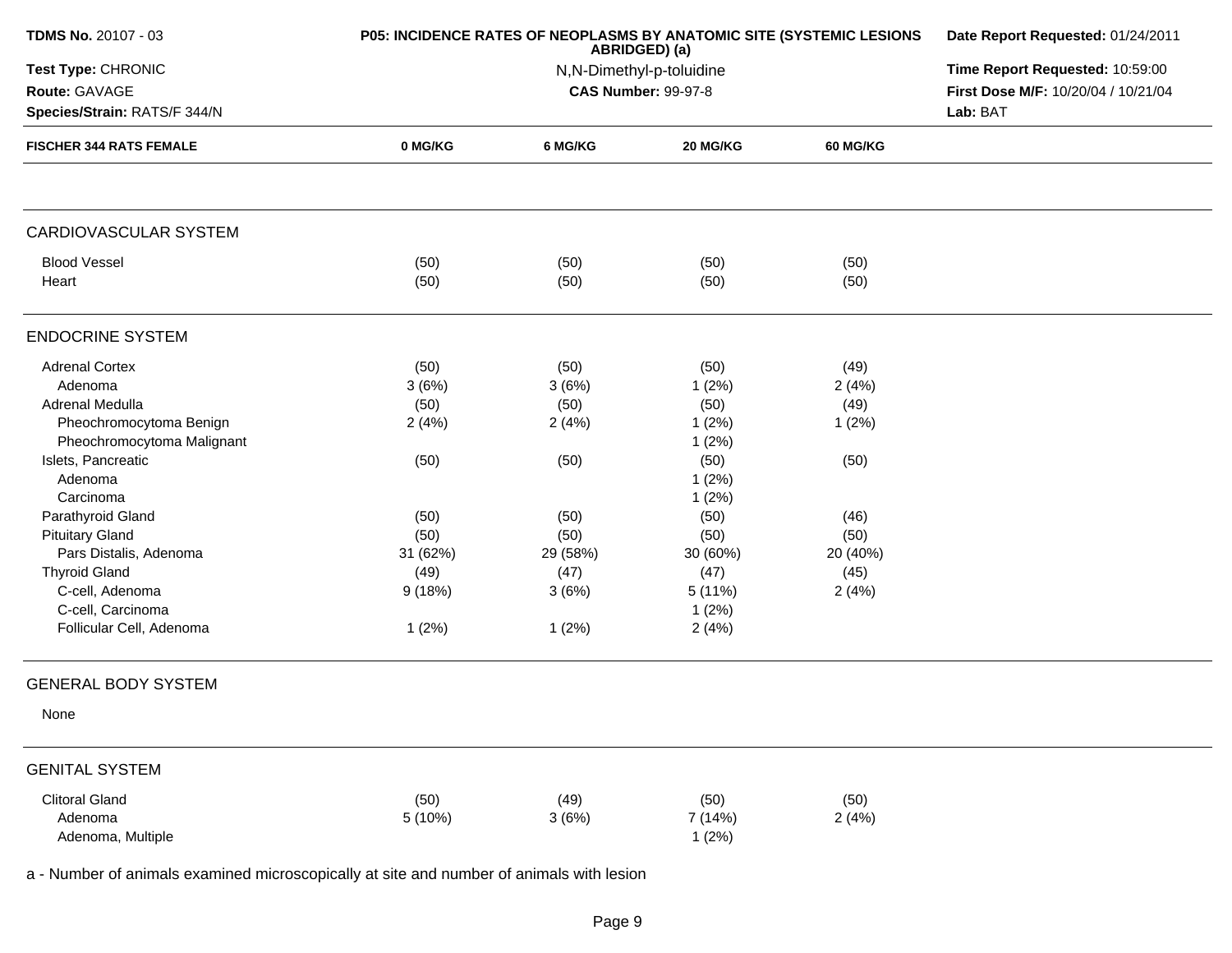**TDMS No.** 20107 - 03

**Test Type:** CHRONIC

**Route:** GAVAGE

**Species/Strain:** RATS/F 344/N

**P05: INCIDENCE RATES OF NEOPLASMS BY ANATOMIC SITE (SYSTEMIC LESIONS ABRIDGED) (a)**

N,N-Dimethyl-p-toluidine

**CAS Number:** 99-97-8

**Date Report Requested:** 01/24/2011

**Time Report Requested:** 10:59:00

**First Dose M/F:** 10/20/04 / 10/21/04

**Lab:** BAT

| FISCHER 344 RATS FEMALE | 0 MG/KG | 6 MG/KG | 20 MG/KG | 60 MG/KG |
|---|---|---|---|---|
| **CARDIOVASCULAR SYSTEM** | | | | |
| Blood Vessel | (50) | (50) | (50) | (50) |
| Heart | (50) | (50) | (50) | (50) |
| **ENDOCRINE SYSTEM** | | | | |
| Adrenal Cortex | (50) | (50) | (50) | (49) |
| Adenoma | 3 (6%) | 3 (6%) | 1 (2%) | 2 (4%) |
| Adrenal Medulla | (50) | (50) | (50) | (49) |
| Pheochromocytoma Benign | 2 (4%) | 2 (4%) | 1 (2%) | 1 (2%) |
| Pheochromocytoma Malignant | | | 1 (2%) | |
| Islets, Pancreatic | (50) | (50) | (50) | (50) |
| Adenoma | | | 1 (2%) | |
| Carcinoma | | | 1 (2%) | |
| Parathyroid Gland | (50) | (50) | (50) | (46) |
| Pituitary Gland | (50) | (50) | (50) | (50) |
| Pars Distalis, Adenoma | 31 (62%) | 29 (58%) | 30 (60%) | 20 (40%) |
| Thyroid Gland | (49) | (47) | (47) | (45) |
| C-cell, Adenoma | 9 (18%) | 3 (6%) | 5 (11%) | 2 (4%) |
| C-cell, Carcinoma | | | 1 (2%) | |
| Follicular Cell, Adenoma | 1 (2%) | 1 (2%) | 2 (4%) | |
| **GENERAL BODY SYSTEM** | | | | |
| None | | | | |
| **GENITAL SYSTEM** | | | | |
| Clitoral Gland | (50) | (49) | (50) | (50) |
| Adenoma | 5 (10%) | 3 (6%) | 7 (14%) | 2 (4%) |
| Adenoma, Multiple | | | 1 (2%) | |

a - Number of animals examined microscopically at site and number of animals with lesion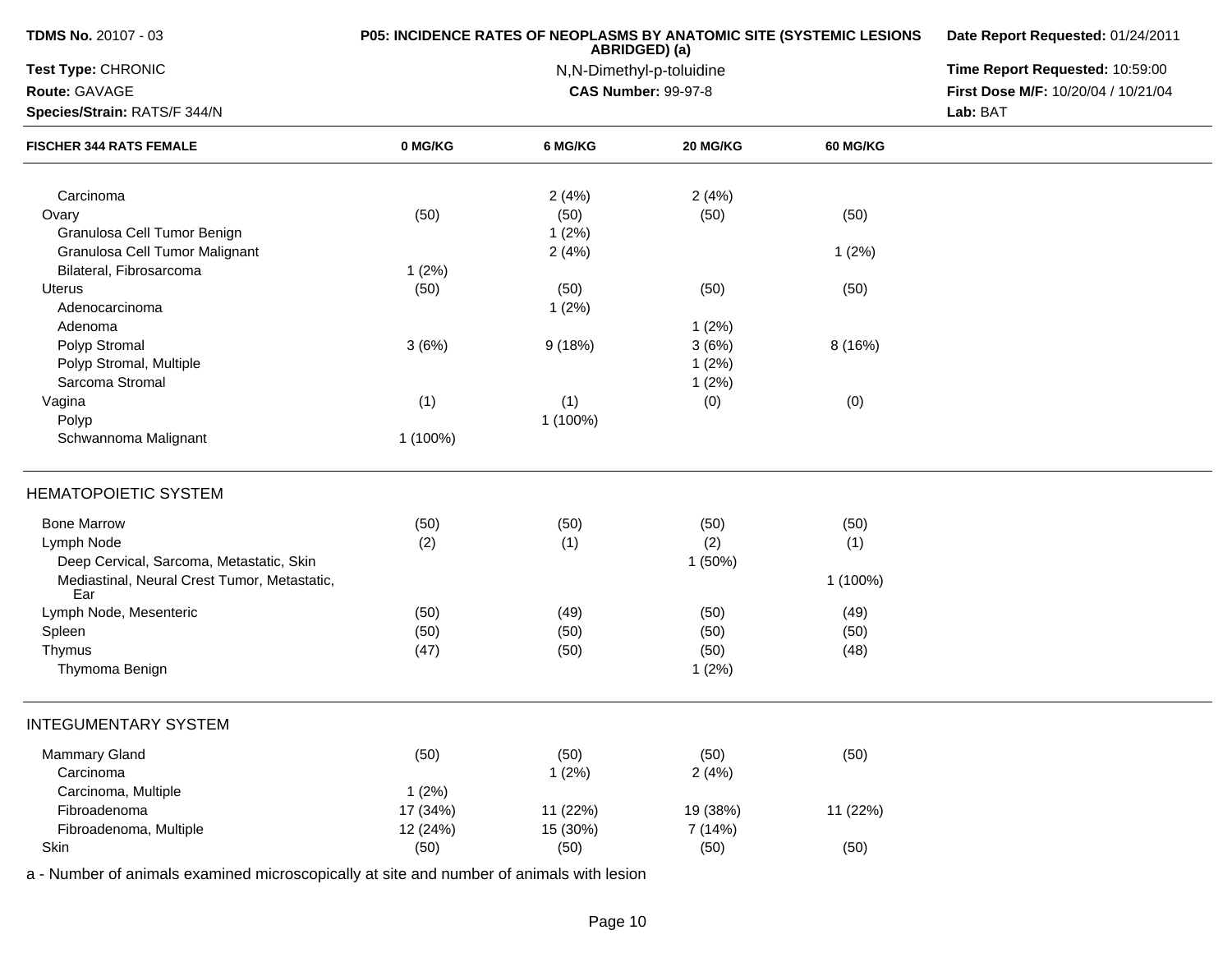| FISCHER 344 RATS FEMALE | 0 MG/KG | 6 MG/KG | 20 MG/KG | 60 MG/KG |
|---|---|---|---|---|
| Carcinoma | | 2 (4%) | 2 (4%) | |
| Ovary | (50) | (50) | (50) | (50) |
| Granulosa Cell Tumor Benign | | 1 (2%) | | |
| Granulosa Cell Tumor Malignant | | 2 (4%) | | 1 (2%) |
| Bilateral, Fibrosarcoma | 1 (2%) | | | |
| Uterus | (50) | (50) | (50) | (50) |
| Adenocarcinoma | | 1 (2%) | | |
| Adenoma | | | 1 (2%) | |
| Polyp Stromal | 3 (6%) | 9 (18%) | 3 (6%) | 8 (16%) |
| Polyp Stromal, Multiple | | | 1 (2%) | |
| Sarcoma Stromal | | | 1 (2%) | |
| Vagina | (1) | (1) | (0) | (0) |
| Polyp | | 1 (100%) | | |
| Schwannoma Malignant | 1 (100%) | | | |
| **HEMATOPOIETIC SYSTEM** | | | | |
| Bone Marrow | (50) | (50) | (50) | (50) |
| Lymph Node | (2) | (1) | (2) | (1) |
| Deep Cervical, Sarcoma, Metastatic, Skin | | | 1 (50%) | |
| Mediastinal, Neural Crest Tumor, Metastatic, Ear | | | | 1 (100%) |
| Lymph Node, Mesenteric | (50) | (49) | (50) | (49) |
| Spleen | (50) | (50) | (50) | (50) |
| Thymus | (47) | (50) | (50) | (48) |
| Thymoma Benign | | | 1 (2%) | |
| **INTEGUMENTARY SYSTEM** | | | | |
| Mammary Gland | (50) | (50) | (50) | (50) |
| Carcinoma | | 1 (2%) | 2 (4%) | |
| Carcinoma, Multiple | 1 (2%) | | | |
| Fibroadenoma | 17 (34%) | 11 (22%) | 19 (38%) | 11 (22%) |
| Fibroadenoma, Multiple | 12 (24%) | 15 (30%) | 7 (14%) | |
| Skin | (50) | (50) | (50) | (50) |

a - Number of animals examined microscopically at site and number of animals with lesion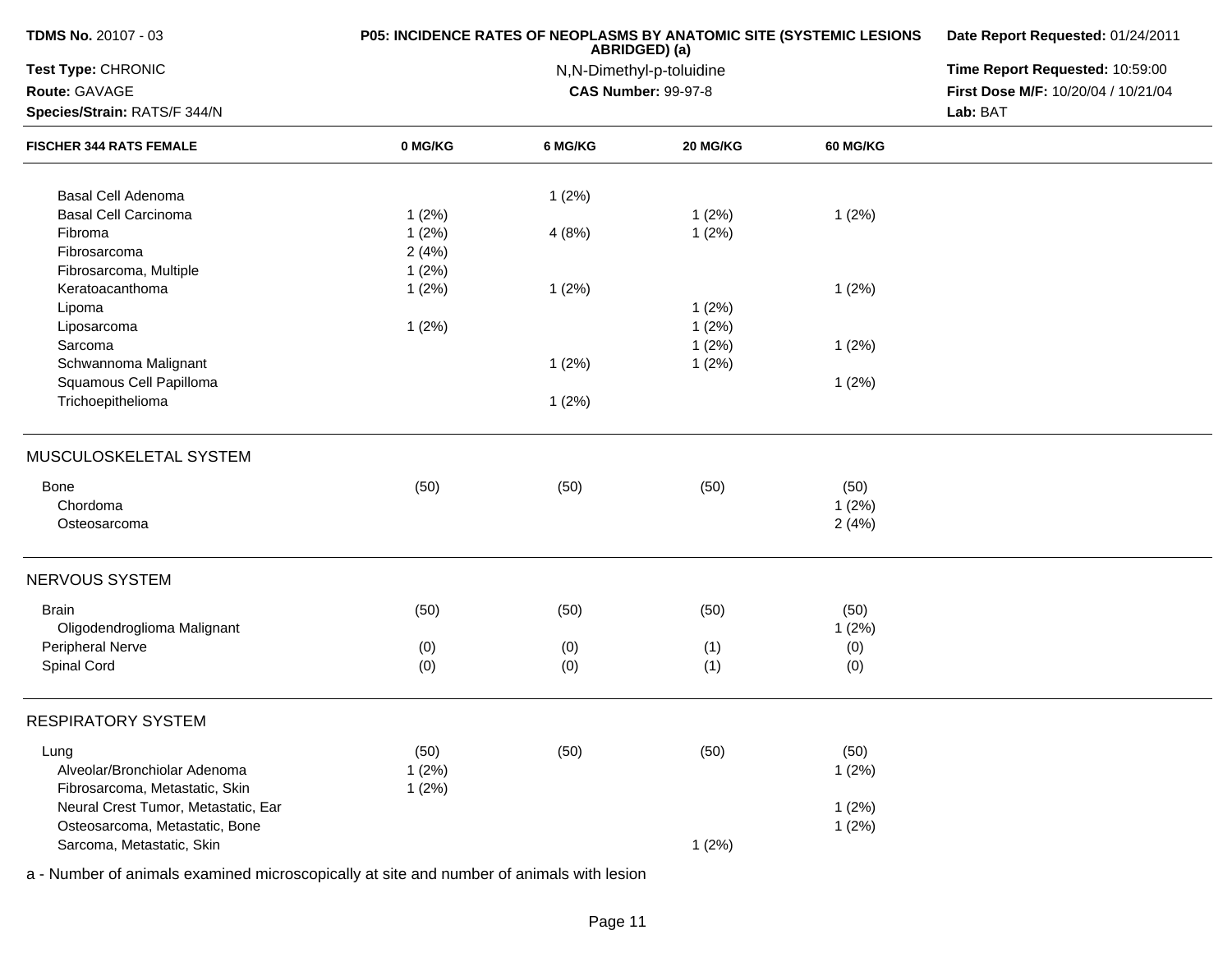**TDMS No.** 20107 - 03
**Test Type:** CHRONIC
**Route:** GAVAGE
**Species/Strain:** RATS/F 344/N

**P05: INCIDENCE RATES OF NEOPLASMS BY ANATOMIC SITE (SYSTEMIC LESIONS ABRIDGED) (a)**
N,N-Dimethyl-p-toluidine
**CAS Number:** 99-97-8

**Date Report Requested:** 01/24/2011
**Time Report Requested:** 10:59:00
**First Dose M/F:** 10/20/04 / 10/21/04
**Lab:** BAT

| FISCHER 344 RATS FEMALE | 0 MG/KG | 6 MG/KG | 20 MG/KG | 60 MG/KG |
|---|---|---|---|---|
| Basal Cell Adenoma | | 1 (2%) | | |
| Basal Cell Carcinoma | 1 (2%) | | 1 (2%) | 1 (2%) |
| Fibroma | 1 (2%) | 4 (8%) | 1 (2%) | |
| Fibrosarcoma | 2 (4%) | | | |
| Fibrosarcoma, Multiple | 1 (2%) | | | |
| Keratoacanthoma | 1 (2%) | 1 (2%) | | 1 (2%) |
| Lipoma | | | 1 (2%) | |
| Liposarcoma | 1 (2%) | | 1 (2%) | |
| Sarcoma | | | 1 (2%) | 1 (2%) |
| Schwannoma Malignant | | 1 (2%) | 1 (2%) | |
| Squamous Cell Papilloma | | | | 1 (2%) |
| Trichoepithelioma | | 1 (2%) | | |
| **MUSCULOSKELETAL SYSTEM** | | | | |
| Bone | (50) | (50) | (50) | (50) |
| Chordoma | | | | 1 (2%) |
| Osteosarcoma | | | | 2 (4%) |
| **NERVOUS SYSTEM** | | | | |
| Brain | (50) | (50) | (50) | (50) |
| Oligodendroglioma Malignant | | | | 1 (2%) |
| Peripheral Nerve | (0) | (0) | (1) | (0) |
| Spinal Cord | (0) | (0) | (1) | (0) |
| **RESPIRATORY SYSTEM** | | | | |
| Lung | (50) | (50) | (50) | (50) |
| Alveolar/Bronchiolar Adenoma | 1 (2%) | | | 1 (2%) |
| Fibrosarcoma, Metastatic, Skin | 1 (2%) | | | |
| Neural Crest Tumor, Metastatic, Ear | | | | 1 (2%) |
| Osteosarcoma, Metastatic, Bone | | | | 1 (2%) |
| Sarcoma, Metastatic, Skin | | | 1 (2%) | |

a - Number of animals examined microscopically at site and number of animals with lesion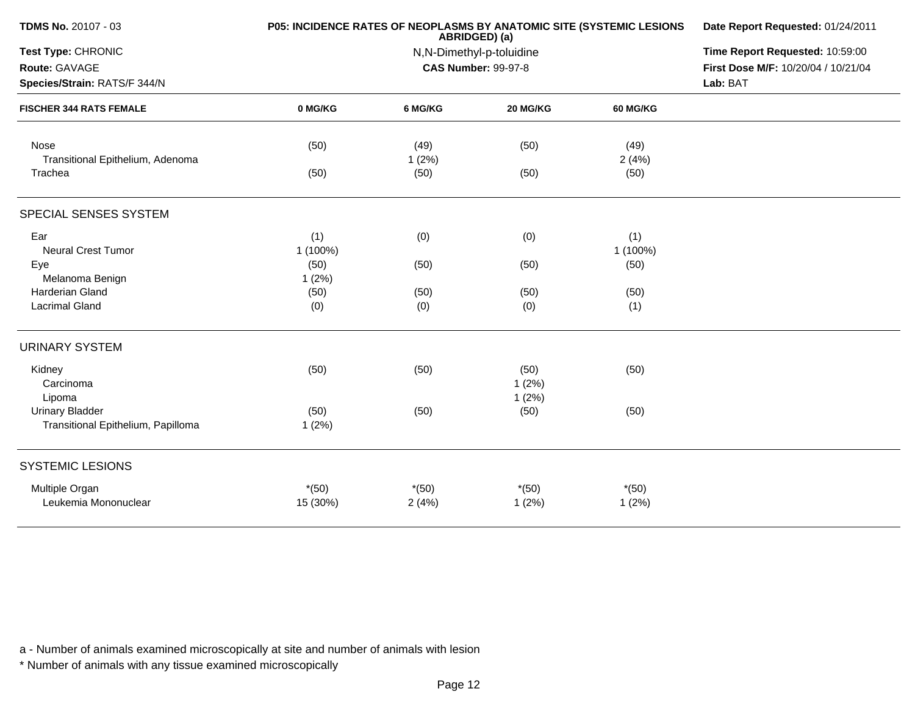| TDMS No. 20107 - 03 | P05: INCIDENCE RATES OF NEOPLASMS BY ANATOMIC SITE (SYSTEMIC LESIONS ABRIDGED) (a) | Date Report Requested: 01/24/2011 |
|---|---|---|
| Test Type: CHRONIC | N,N-Dimethyl-p-toluidine | Time Report Requested: 10:59:00 |
| Route: GAVAGE | CAS Number: 99-97-8 | First Dose M/F: 10/20/04 / 10/21/04 |
| Species/Strain: RATS/F 344/N | | Lab: BAT |

| FISCHER 344 RATS FEMALE | 0 MG/KG | 6 MG/KG | 20 MG/KG | 60 MG/KG |
|---|---|---|---|---|
| Nose | (50) | (49) | (50) | (49) |
| Transitional Epithelium, Adenoma | | 1 (2%) | | 2 (4%) |
| Trachea | (50) | (50) | (50) | (50) |
| **SPECIAL SENSES SYSTEM** | | | | |
| Ear | (1) | (0) | (0) | (1) |
| Neural Crest Tumor | 1 (100%) | | | 1 (100%) |
| Eye | (50) | (50) | (50) | (50) |
| Melanoma Benign | 1 (2%) | | | |
| Harderian Gland | (50) | (50) | (50) | (50) |
| Lacrimal Gland | (0) | (0) | (0) | (1) |
| **URINARY SYSTEM** | | | | |
| Kidney | (50) | (50) | (50) | (50) |
| Carcinoma | | | 1 (2%) | |
| Lipoma | | | 1 (2%) | |
| Urinary Bladder | (50) | (50) | (50) | (50) |
| Transitional Epithelium, Papilloma | 1 (2%) | | | |
| **SYSTEMIC LESIONS** | | | | |
| Multiple Organ | *(50) | *(50) | *(50) | *(50) |
| Leukemia Mononuclear | 15 (30%) | 2 (4%) | 1 (2%) | 1 (2%) |

a - Number of animals examined microscopically at site and number of animals with lesion

* Number of animals with any tissue examined microscopically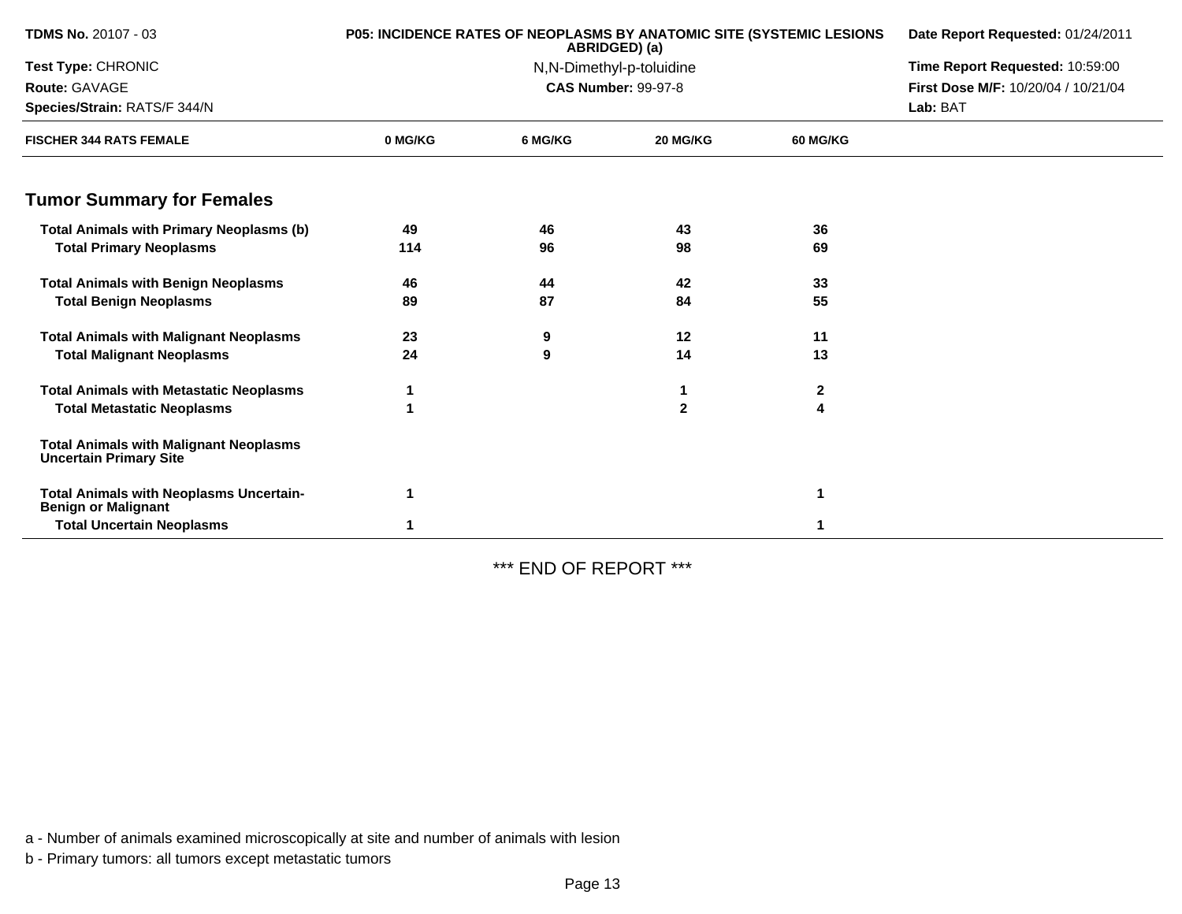| TDMS No. 20107 - 03 | P05: INCIDENCE RATES OF NEOPLASMS BY ANATOMIC SITE (SYSTEMIC LESIONS ABRIDGED) (a) | Date Report Requested: 01/24/2011 |
|---|---|---|
| Test Type: CHRONIC | N,N-Dimethyl-p-toluidine | Time Report Requested: 10:59:00 |
| Route: GAVAGE | CAS Number: 99-97-8 | First Dose M/F: 10/20/04 / 10/21/04 |
| Species/Strain: RATS/F 344/N | | Lab: BAT |

| FISCHER 344 RATS FEMALE | 0 MG/KG | 6 MG/KG | 20 MG/KG | 60 MG/KG |
|---|---|---|---|---|
| **Tumor Summary for Females** | | | | |
| **Total Animals with Primary Neoplasms (b)** | 49 | 46 | 43 | 36 |
| **Total Primary Neoplasms** | 114 | 96 | 98 | 69 |
| **Total Animals with Benign Neoplasms** | 46 | 44 | 42 | 33 |
| **Total Benign Neoplasms** | 89 | 87 | 84 | 55 |
| **Total Animals with Malignant Neoplasms** | 23 | 9 | 12 | 11 |
| **Total Malignant Neoplasms** | 24 | 9 | 14 | 13 |
| **Total Animals with Metastatic Neoplasms** | 1 | | 1 | 2 |
| **Total Metastatic Neoplasms** | 1 | | 2 | 4 |
| **Total Animals with Malignant Neoplasms Uncertain Primary Site** | | | | |
| **Total Animals with Neoplasms Uncertain-Benign or Malignant** | 1 | | | 1 |
| **Total Uncertain Neoplasms** | 1 | | | 1 |

\*\*\* END OF REPORT \*\*\*

a - Number of animals examined microscopically at site and number of animals with lesion

b - Primary tumors: all tumors except metastatic tumors